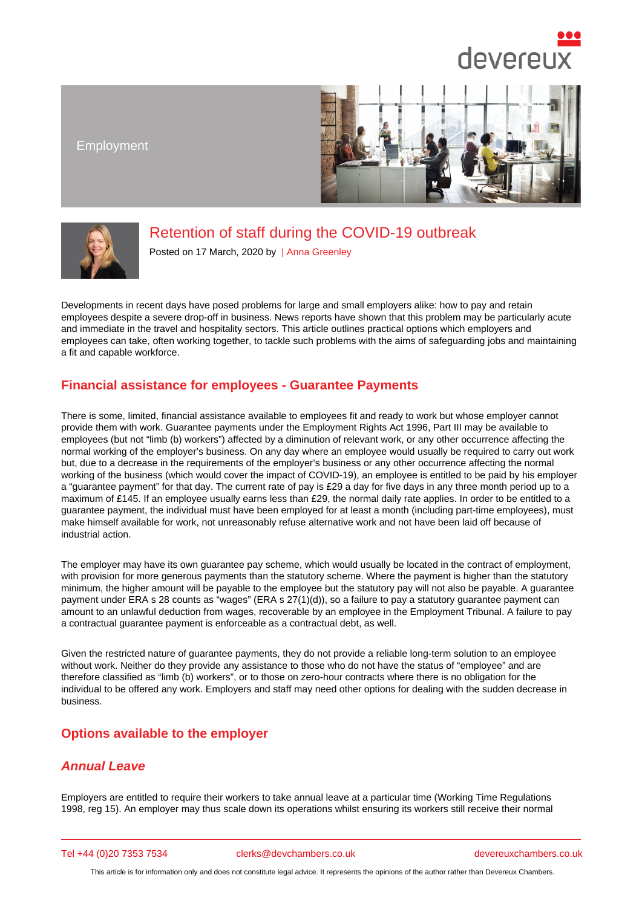Employment

# Retention of staff during the COVID-19 outbreak

Posted on 17 March, 2020 by | Anna Greenley

Developments in recent days have posed problems for large and small employers alike: how to pay and retain employees despite a severe drop-off in business. News reports have shown that this problem may be particularly acute and immediate in the travel and hospitality sectors. This article outlines practical options which employers and employees can take, often working together, to tackle such problems with the aims of safeguarding jobs and maintaining a fit and capable workforce.

## Financial assistance for employees - Guarantee Payments

There is some, limited, financial assistance available to employees fit and ready to work but whose employer cannot provide them with work. Guarantee payments under the Employment Rights Act 1996, Part III may be available to employees (but not "limb (b) workers") affected by a diminution of relevant work, or any other occurrence affecting the normal working of the employer's business. On any day where an employee would usually be required to carry out work but, due to a decrease in the requirements of the employer's business or any other occurrence affecting the normal working of the business (which would cover the impact of COVID-19), an employee is entitled to be paid by his employer a "guarantee payment" for that day. The current rate of pay is £29 a day for five days in any three month period up to a maximum of £145. If an employee usually earns less than £29, the normal daily rate applies. In order to be entitled to a guarantee payment, the individual must have been employed for at least a month (including part-time employees), must make himself available for work, not unreasonably refuse alternative work and not have been laid off because of industrial action.

The employer may have its own guarantee pay scheme, which would usually be located in the contract of employment, with provision for more generous payments than the statutory scheme. Where the payment is higher than the statutory minimum, the higher amount will be payable to the employee but the statutory pay will not also be payable. A guarantee payment under ERA s 28 counts as "wages" (ERA s 27(1)(d)), so a failure to pay a statutory guarantee payment can amount to an unlawful deduction from wages, recoverable by an employee in the Employment Tribunal. A failure to pay a contractual guarantee payment is enforceable as a contractual debt, as well.

Given the restricted nature of guarantee payments, they do not provide a reliable long-term solution to an employee without work. Neither do they provide any assistance to those who do not have the status of "employee" and are therefore classified as "limb (b) workers", or to those on zero-hour contracts where there is no obligation for the individual to be offered any work. Employers and staff may need other options for dealing with the sudden decrease in business.

## Options available to the employer

### *Annual Leave*

Employers are entitled to require their workers to take annual leave at a particular time (Working Time Regulations 1998, reg 15). An employer may thus scale down its operations whilst ensuring its workers still receive their normal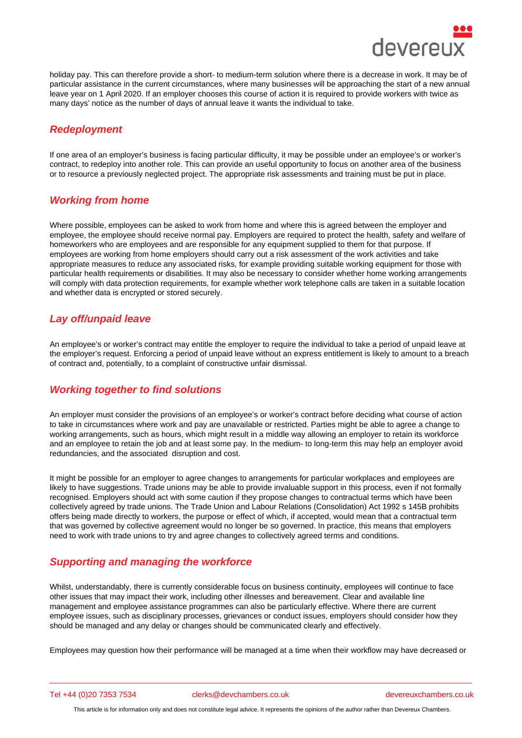holiday pay. This can therefore provide a short- to medium-term solution where there is a decrease in work. It may be of particular assistance in the current circumstances, where many businesses will be approaching the start of a new annual leave year on 1 April 2020. If an employer chooses this course of action it is required to provide workers with twice as many days' notice as the number of days of annual leave it wants the individual to take.

## Redeployment

If one area of an employer's business is facing particular difficulty, it may be possible under an employee's or worker's contract, to redeploy into another role. This can provide an useful opportunity to focus on another area of the business or to resource a previously neglected project. The appropriate risk assessments and training must be put in place.

## Working from home

Where possible, employees can be asked to work from home and where this is agreed between the employer and employee, the employee should receive normal pay. Employers are required to protect the health, safety and welfare of homeworkers who are employees and are responsible for any equipment supplied to them for that purpose. If employees are working from home employers should carry out a risk assessment of the work activities and take appropriate measures to reduce any associated risks, for example providing suitable working equipment for those with particular health requirements or disabilities. It may also be necessary to consider whether home working arrangements will comply with data protection requirements, for example whether work telephone calls are taken in a suitable location and whether data is encrypted or stored securely.

## Lay off/unpaid leave

An employee's or worker's contract may entitle the employer to require the individual to take a period of unpaid leave at the employer's request. Enforcing a period of unpaid leave without an express entitlement is likely to amount to a breach of contract and, potentially, to a complaint of constructive unfair dismissal.

## Working together to find solutions

An employer must consider the provisions of an employee's or worker's contract before deciding what course of action to take in circumstances where work and pay are unavailable or restricted. Parties might be able to agree a change to working arrangements, such as hours, which might result in a middle way allowing an employer to retain its workforce and an employee to retain the job and at least some pay. In the medium- to long-term this may help an employer avoid redundancies, and the associated disruption and cost.

It might be possible for an employer to agree changes to arrangements for particular workplaces and employees are likely to have suggestions. Trade unions may be able to provide invaluable support in this process, even if not formally recognised. Employers should act with some caution if they propose changes to contractual terms which have been collectively agreed by trade unions. The Trade Union and Labour Relations (Consolidation) Act 1992 s 145B prohibits offers being made directly to workers, the purpose or effect of which, if accepted, would mean that a contractual term that was governed by collective agreement would no longer be so governed. In practice, this means that employers need to work with trade unions to try and agree changes to collectively agreed terms and conditions.

## Supporting and managing the workforce

Whilst, understandably, there is currently considerable focus on business continuity, employees will continue to face other issues that may impact their work, including other illnesses and bereavement. Clear and available line management and employee assistance programmes can also be particularly effective. Where there are current employee issues, such as disciplinary processes, grievances or conduct issues, employers should consider how they should be managed and any delay or changes should be communicated clearly and effectively.

Employees may question how their performance will be managed at a time when their workflow may have decreased or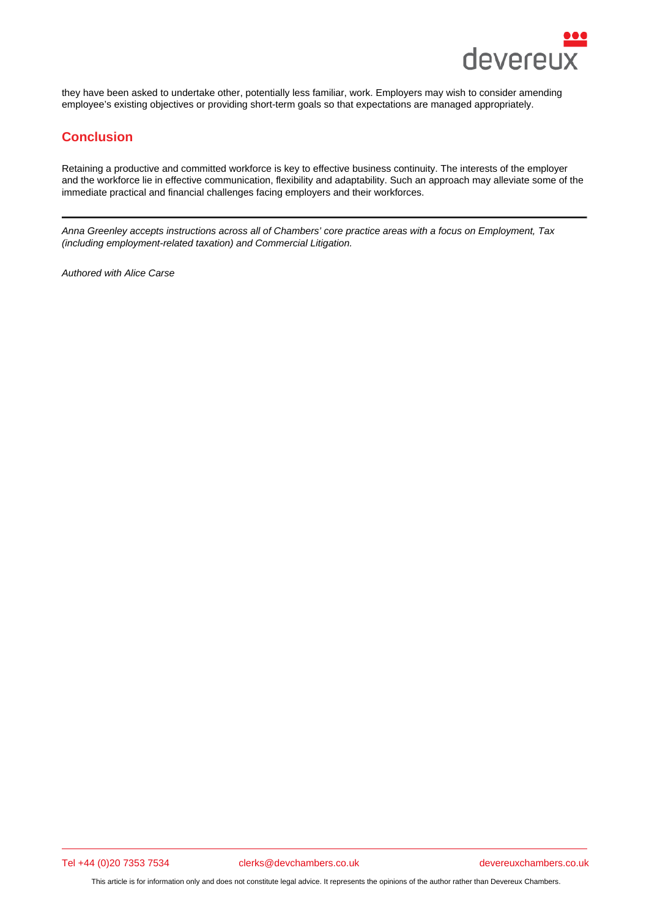they have been asked to undertake other, potentially less familiar, work. Employers may wish to consider amending employee's existing objectives or providing short-term goals so that expectations are managed appropriately.

## Conclusion

Retaining a productive and committed workforce is key to effective business continuity. The interests of the employer and the workforce lie in effective communication, flexibility and adaptability. Such an approach may alleviate some of the immediate practical and financial challenges facing employers and their workforces.

---

*Anna Greenley accepts instructions across all of Chambers' core practice areas with a focus on Employment, Tax (including employment-related taxation) and Commercial Litigation.*

*Authored with Alice Carse*